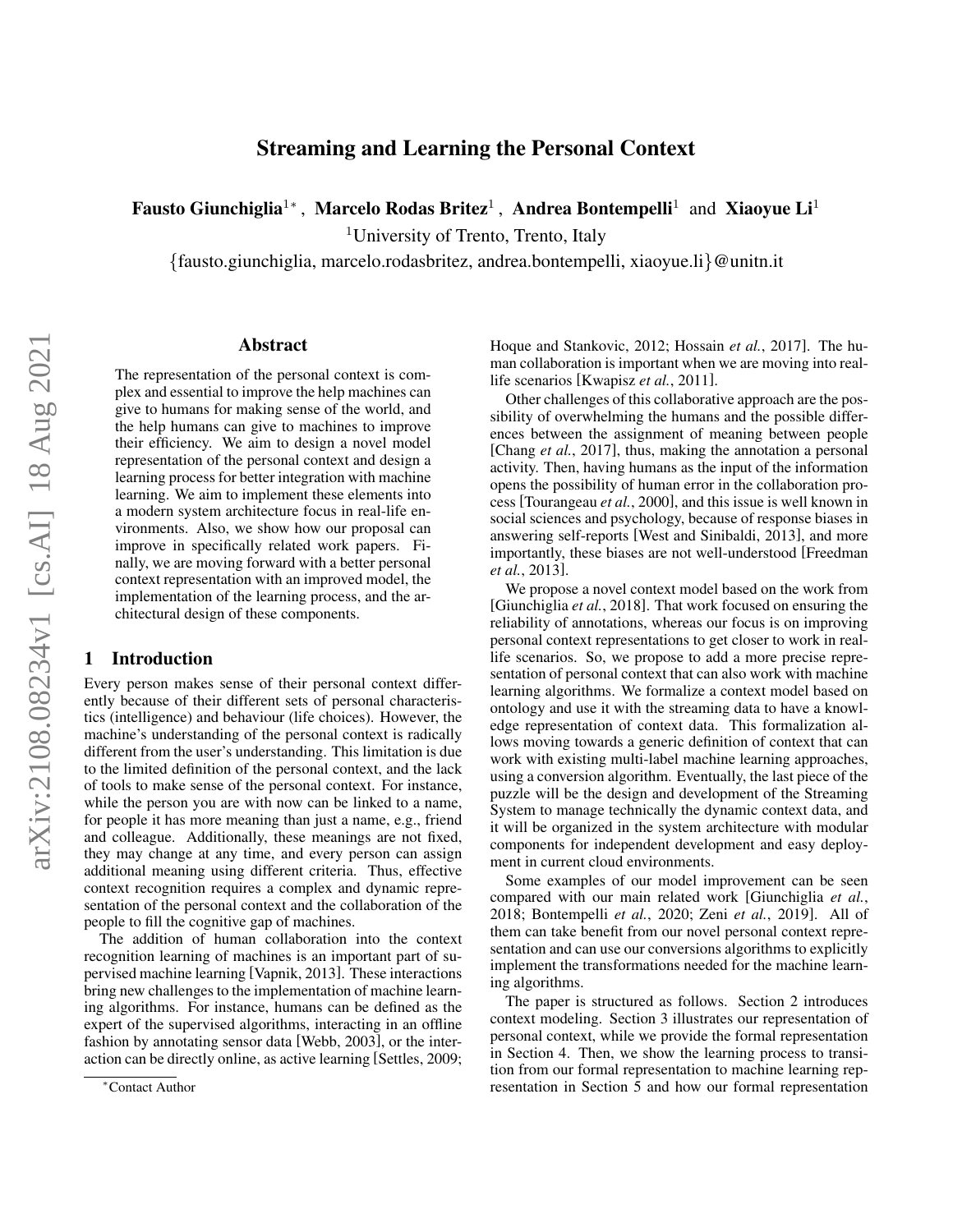# Streaming and Learning the Personal Context

**Fausto Giunchiglia**[1*], **Marcelo Rodas Britez**[1], **Andrea Bontempelli**[1] and **Xiaoyue Li**[1]

[1]University of Trento, Trento, Italy

{fausto.giunchiglia, marcelo.rodasbritez, andrea.bontempelli, xiaoyue.li}@unitn.it

## Abstract

The representation of the personal context is complex and essential to improve the help machines can give to humans for making sense of the world, and the help humans can give to machines to improve their efficiency. We aim to design a novel model representation of the personal context and design a learning process for better integration with machine learning. We aim to implement these elements into a modern system architecture focus in real-life environments. Also, we show how our proposal can improve in specifically related work papers. Finally, we are moving forward with a better personal context representation with an improved model, the implementation of the learning process, and the architectural design of these components.

## 1 Introduction

Every person makes sense of their personal context differently because of their different sets of personal characteristics (intelligence) and behaviour (life choices). However, the machine's understanding of the personal context is radically different from the user's understanding. This limitation is due to the limited definition of the personal context, and the lack of tools to make sense of the personal context. For instance, while the person you are with now can be linked to a name, for people it has more meaning than just a name, e.g., friend and colleague. Additionally, these meanings are not fixed, they may change at any time, and every person can assign additional meaning using different criteria. Thus, effective context recognition requires a complex and dynamic representation of the personal context and the collaboration of the people to fill the cognitive gap of machines.

The addition of human collaboration into the context recognition learning of machines is an important part of supervised machine learning [Vapnik, 2013]. These interactions bring new challenges to the implementation of machine learning algorithms. For instance, humans can be defined as the expert of the supervised algorithms, interacting in an offline fashion by annotating sensor data [Webb, 2003], or the interaction can be directly online, as active learning [Settles, 2009; Hoque and Stankovic, 2012; Hossain *et al.*, 2017]. The human collaboration is important when we are moving into real-life scenarios [Kwapisz *et al.*, 2011].

Other challenges of this collaborative approach are the possibility of overwhelming the humans and the possible differences between the assignment of meaning between people [Chang *et al.*, 2017], thus, making the annotation a personal activity. Then, having humans as the input of the information opens the possibility of human error in the collaboration process [Tourangeau *et al.*, 2000], and this issue is well known in social sciences and psychology, because of response biases in answering self-reports [West and Sinibaldi, 2013], and more importantly, these biases are not well-understood [Freedman *et al.*, 2013].

We propose a novel context model based on the work from [Giunchiglia *et al.*, 2018]. That work focused on ensuring the reliability of annotations, whereas our focus is on improving personal context representations to get closer to work in real-life scenarios. So, we propose to add a more precise representation of personal context that can also work with machine learning algorithms. We formalize a context model based on ontology and use it with the streaming data to have a knowledge representation of context data. This formalization allows moving towards a generic definition of context that can work with existing multi-label machine learning approaches, using a conversion algorithm. Eventually, the last piece of the puzzle will be the design and development of the Streaming System to manage technically the dynamic context data, and it will be organized in the system architecture with modular components for independent development and easy deployment in current cloud environments.

Some examples of our model improvement can be seen compared with our main related work [Giunchiglia *et al.*, 2018; Bontempelli *et al.*, 2020; Zeni *et al.*, 2019]. All of them can take benefit from our novel personal context representation and can use our conversions algorithms to explicitly implement the transformations needed for the machine learning algorithms.

The paper is structured as follows. Section 2 introduces context modeling. Section 3 illustrates our representation of personal context, while we provide the formal representation in Section 4. Then, we show the learning process to transition from our formal representation to machine learning representation in Section 5 and how our formal representation

[*]Contact Author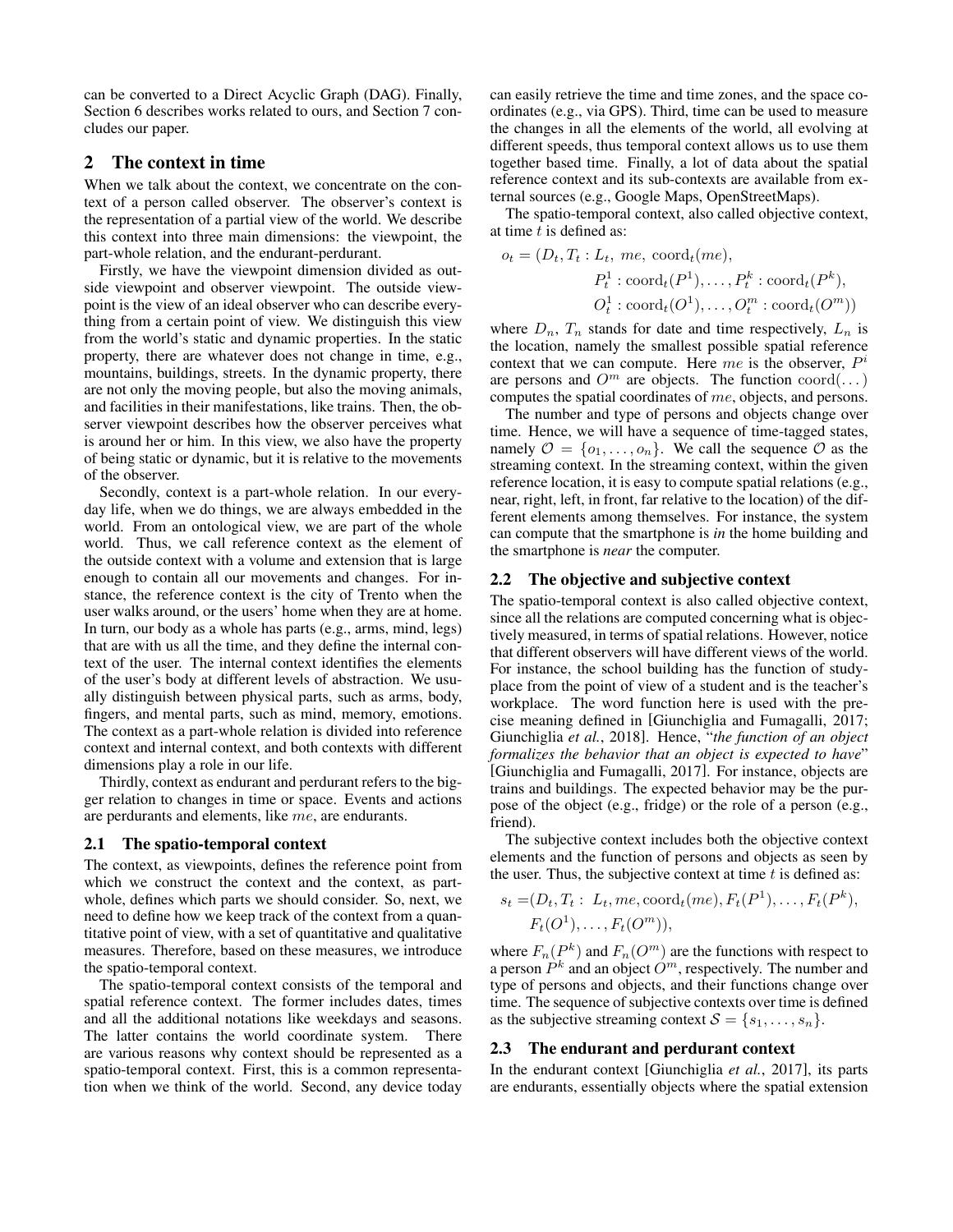can be converted to a Direct Acyclic Graph (DAG). Finally, Section 6 describes works related to ours, and Section 7 concludes our paper.

## 2 The context in time

When we talk about the context, we concentrate on the context of a person called observer. The observer's context is the representation of a partial view of the world. We describe this context into three main dimensions: the viewpoint, the part-whole relation, and the endurant-perdurant.

Firstly, we have the viewpoint dimension divided as outside viewpoint and observer viewpoint. The outside viewpoint is the view of an ideal observer who can describe everything from a certain point of view. We distinguish this view from the world's static and dynamic properties. In the static property, there are whatever does not change in time, e.g., mountains, buildings, streets. In the dynamic property, there are not only the moving people, but also the moving animals, and facilities in their manifestations, like trains. Then, the observer viewpoint describes how the observer perceives what is around her or him. In this view, we also have the property of being static or dynamic, but it is relative to the movements of the observer.

Secondly, context is a part-whole relation. In our everyday life, when we do things, we are always embedded in the world. From an ontological view, we are part of the whole world. Thus, we call reference context as the element of the outside context with a volume and extension that is large enough to contain all our movements and changes. For instance, the reference context is the city of Trento when the user walks around, or the users' home when they are at home. In turn, our body as a whole has parts (e.g., arms, mind, legs) that are with us all the time, and they define the internal context of the user. The internal context identifies the elements of the user's body at different levels of abstraction. We usually distinguish between physical parts, such as arms, body, fingers, and mental parts, such as mind, memory, emotions. The context as a part-whole relation is divided into reference context and internal context, and both contexts with different dimensions play a role in our life.

Thirdly, context as endurant and perdurant refers to the bigger relation to changes in time or space. Events and actions are perdurants and elements, like $me$, are endurants.

### 2.1 The spatio-temporal context

The context, as viewpoints, defines the reference point from which we construct the context and the context, as part-whole, defines which parts we should consider. So, next, we need to define how we keep track of the context from a quantitative point of view, with a set of quantitative and qualitative measures. Therefore, based on these measures, we introduce the spatio-temporal context.

The spatio-temporal context consists of the temporal and spatial reference context. The former includes dates, times and all the additional notations like weekdays and seasons. The latter contains the world coordinate system. There are various reasons why context should be represented as a spatio-temporal context. First, this is a common representation when we think of the world. Second, any device today can easily retrieve the time and time zones, and the space coordinates (e.g., via GPS). Third, time can be used to measure the changes in all the elements of the world, all evolving at different speeds, thus temporal context allows us to use them together based time. Finally, a lot of data about the spatial reference context and its sub-contexts are available from external sources (e.g., Google Maps, OpenStreetMaps).

The spatio-temporal context, also called objective context, at time $t$ is defined as:

$$o_t = (D_t, T_t : L_t,\ me,\ \mathrm{coord}_t(me),\\ P_t^1 : \mathrm{coord}_t(P^1), \ldots, P_t^k : \mathrm{coord}_t(P^k),\\ O_t^1 : \mathrm{coord}_t(O^1), \ldots, O_t^m : \mathrm{coord}_t(O^m))$$

where $D_n$, $T_n$ stands for date and time respectively, $L_n$ is the location, namely the smallest possible spatial reference context that we can compute. Here $me$ is the observer, $P^i$ are persons and $O^m$ are objects. The function $\mathrm{coord}(\ldots)$ computes the spatial coordinates of $me$, objects, and persons.

The number and type of persons and objects change over time. Hence, we will have a sequence of time-tagged states, namely $\mathcal{O} = \{o_1, \ldots, o_n\}$. We call the sequence $\mathcal{O}$ as the streaming context. In the streaming context, within the given reference location, it is easy to compute spatial relations (e.g., near, right, left, in front, far relative to the location) of the different elements among themselves. For instance, the system can compute that the smartphone is ***in*** the home building and the smartphone is ***near*** the computer.

### 2.2 The objective and subjective context

The spatio-temporal context is also called objective context, since all the relations are computed concerning what is objectively measured, in terms of spatial relations. However, notice that different observers will have different views of the world. For instance, the school building has the function of study-place from the point of view of a student and is the teacher's workplace. The word function here is used with the precise meaning defined in [Giunchiglia and Fumagalli, 2017; Giunchiglia *et al.*, 2018]. Hence, "*the function of an object formalizes the behavior that an object is expected to have*" [Giunchiglia and Fumagalli, 2017]. For instance, objects are trains and buildings. The expected behavior may be the purpose of the object (e.g., fridge) or the role of a person (e.g., friend).

The subjective context includes both the objective context elements and the function of persons and objects as seen by the user. Thus, the subjective context at time $t$ is defined as:

$$s_t = (D_t, T_t :\ L_t, me, \mathrm{coord}_t(me), F_t(P^1), \ldots, F_t(P^k),\\ F_t(O^1), \ldots, F_t(O^m)),$$

where $F_n(P^k)$ and $F_n(O^m)$ are the functions with respect to a person $P^k$ and an object $O^m$, respectively. The number and type of persons and objects, and their functions change over time. The sequence of subjective contexts over time is defined as the subjective streaming context $\mathcal{S} = \{s_1, \ldots, s_n\}$.

### 2.3 The endurant and perdurant context

In the endurant context [Giunchiglia *et al.*, 2017], its parts are endurants, essentially objects where the spatial extension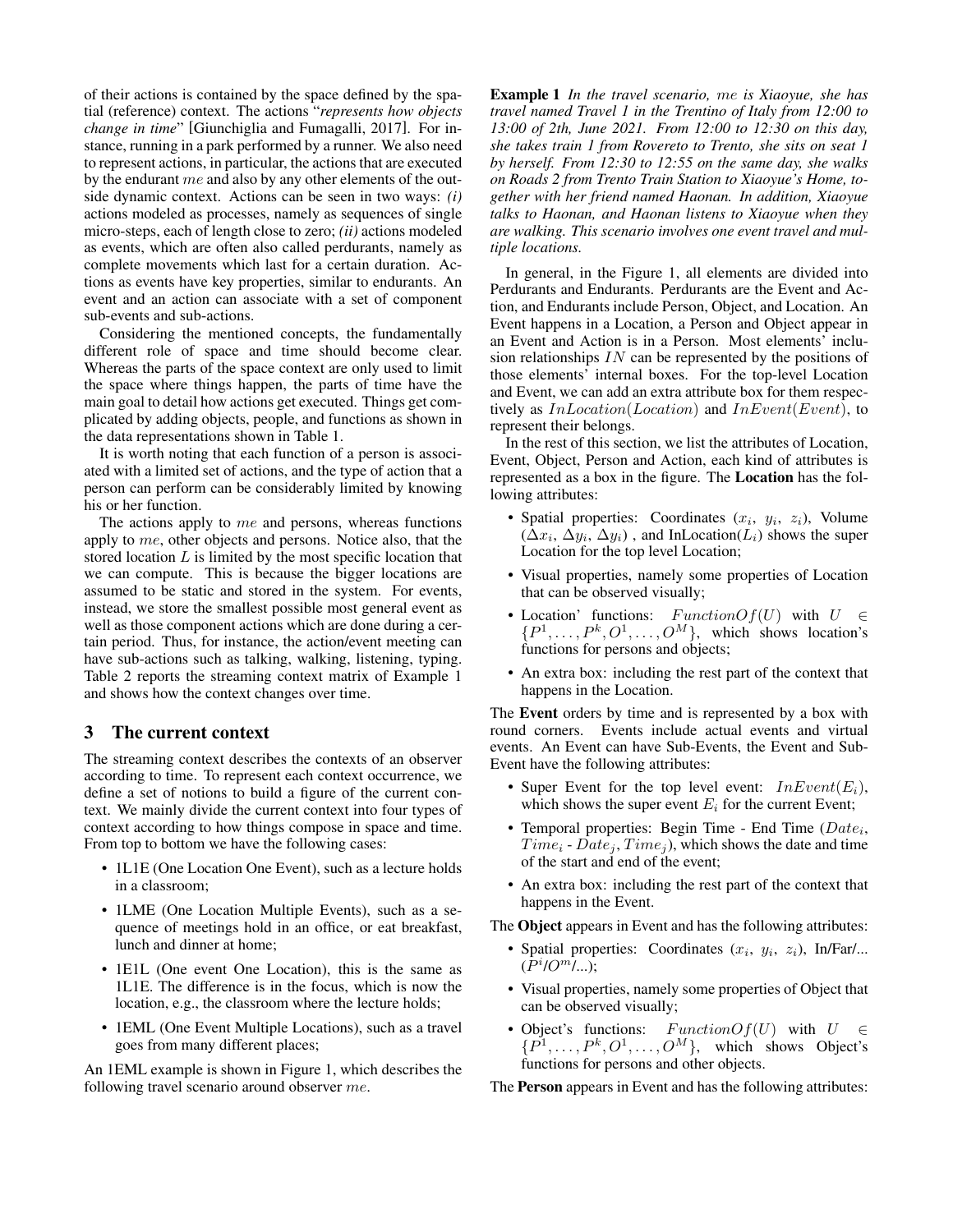of their actions is contained by the space defined by the spatial (reference) context. The actions "*represents how objects change in time*" [Giunchiglia and Fumagalli, 2017]. For instance, running in a park performed by a runner. We also need to represent actions, in particular, the actions that are executed by the endurant $me$ and also by any other elements of the outside dynamic context. Actions can be seen in two ways: *(i)* actions modeled as processes, namely as sequences of single micro-steps, each of length close to zero; *(ii)* actions modeled as events, which are often also called perdurants, namely as complete movements which last for a certain duration. Actions as events have key properties, similar to endurants. An event and an action can associate with a set of component sub-events and sub-actions.

Considering the mentioned concepts, the fundamentally different role of space and time should become clear. Whereas the parts of the space context are only used to limit the space where things happen, the parts of time have the main goal to detail how actions get executed. Things get complicated by adding objects, people, and functions as shown in the data representations shown in Table 1.

It is worth noting that each function of a person is associated with a limited set of actions, and the type of action that a person can perform can be considerably limited by knowing his or her function.

The actions apply to $me$ and persons, whereas functions apply to $me$, other objects and persons. Notice also, that the stored location $L$ is limited by the most specific location that we can compute. This is because the bigger locations are assumed to be static and stored in the system. For events, instead, we store the smallest possible most general event as well as those component actions which are done during a certain period. Thus, for instance, the action/event meeting can have sub-actions such as talking, walking, listening, typing. Table 2 reports the streaming context matrix of Example 1 and shows how the context changes over time.

## 3 The current context

The streaming context describes the contexts of an observer according to time. To represent each context occurrence, we define a set of notions to build a figure of the current context. We mainly divide the current context into four types of context according to how things compose in space and time. From top to bottom we have the following cases:

- 1L1E (One Location One Event), such as a lecture holds in a classroom;
- 1LME (One Location Multiple Events), such as a sequence of meetings hold in an office, or eat breakfast, lunch and dinner at home;
- 1E1L (One event One Location), this is the same as 1L1E. The difference is in the focus, which is now the location, e.g., the classroom where the lecture holds;
- 1EML (One Event Multiple Locations), such as a travel goes from many different places;

An 1EML example is shown in Figure 1, which describes the following travel scenario around observer $me$.

**Example 1** *In the travel scenario,* $me$ *is Xiaoyue, she has travel named Travel 1 in the Trentino of Italy from 12:00 to 13:00 of 2th, June 2021. From 12:00 to 12:30 on this day, she takes train 1 from Rovereto to Trento, she sits on seat 1 by herself. From 12:30 to 12:55 on the same day, she walks on Roads 2 from Trento Train Station to Xiaoyue's Home, together with her friend named Haonan. In addition, Xiaoyue talks to Haonan, and Haonan listens to Xiaoyue when they are walking. This scenario involves one event travel and multiple locations.*

In general, in the Figure 1, all elements are divided into Perdurants and Endurants. Perdurants are the Event and Action, and Endurants include Person, Object, and Location. An Event happens in a Location, a Person and Object appear in an Event and Action is in a Person. Most elements' inclusion relationships $IN$ can be represented by the positions of those elements' internal boxes. For the top-level Location and Event, we can add an extra attribute box for them respectively as $InLocation(Location)$ and $InEvent(Event)$, to represent their belongs.

In the rest of this section, we list the attributes of Location, Event, Object, Person and Action, each kind of attributes is represented as a box in the figure. The **Location** has the following attributes:

- Spatial properties: Coordinates ($x_i$, $y_i$, $z_i$), Volume ($\Delta x_i$, $\Delta y_i$, $\Delta y_i$) , and InLocation($L_i$) shows the super Location for the top level Location;
- Visual properties, namely some properties of Location that can be observed visually;
- Location' functions: $FunctionOf(U)$ with $U \in \{P^1, \ldots, P^k, O^1, \ldots, O^M\}$, which shows location's functions for persons and objects;
- An extra box: including the rest part of the context that happens in the Location.

The **Event** orders by time and is represented by a box with round corners. Events include actual events and virtual events. An Event can have Sub-Events, the Event and Sub-Event have the following attributes:

- Super Event for the top level event: $InEvent(E_i)$, which shows the super event $E_i$ for the current Event;
- Temporal properties: Begin Time - End Time ($Date_i$, $Time_i$ - $Date_j$, $Time_j$), which shows the date and time of the start and end of the event;
- An extra box: including the rest part of the context that happens in the Event.

The **Object** appears in Event and has the following attributes:

- Spatial properties: Coordinates ($x_i$, $y_i$, $z_i$), In/Far/... ($P^i$/$O^m$/...);
- Visual properties, namely some properties of Object that can be observed visually;
- Object's functions: $FunctionOf(U)$ with $U \in \{P^1, \ldots, P^k, O^1, \ldots, O^M\}$, which shows Object's functions for persons and other objects.

The **Person** appears in Event and has the following attributes: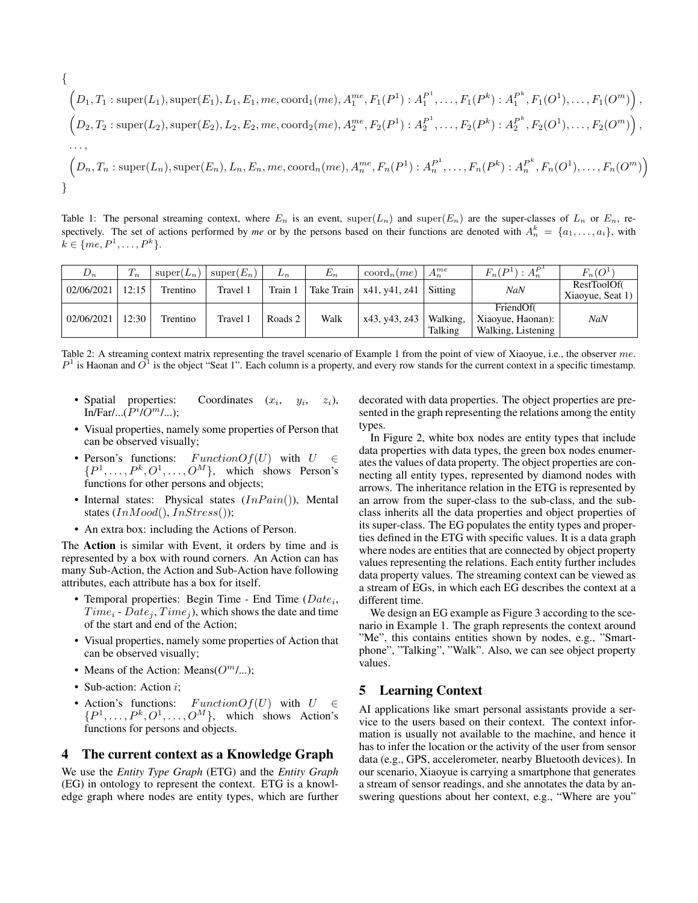$$
\begin{aligned}
&\{\\
&\Big(D_1, T_1 : \text{super}(L_1), \text{super}(E_1), L_1, E_1, me, \text{coord}_1(me), A_1^{me}, F_1(P^1) : A_1^{P^1}, \ldots, F_1(P^k) : A_1^{P^k}, F_1(O^1), \ldots, F_1(O^m)\Big),\\
&\Big(D_2, T_2 : \text{super}(L_2), \text{super}(E_2), L_2, E_2, me, \text{coord}_2(me), A_2^{me}, F_2(P^1) : A_2^{P^1}, \ldots, F_2(P^k) : A_2^{P^k}, F_2(O^1), \ldots, F_2(O^m)\Big),\\
&\ldots,\\
&\Big(D_n, T_n : \text{super}(L_n), \text{super}(E_n), L_n, E_n, me, \text{coord}_n(me), A_n^{me}, F_n(P^1) : A_n^{P^1}, \ldots, F_n(P^k) : A_n^{P^k}, F_n(O^1), \ldots, F_n(O^m)\Big)\\
&\}
\end{aligned}
$$

Table 1: The personal streaming context, where $E_n$ is an event, $\text{super}(L_n)$ and $\text{super}(E_n)$ are the super-classes of $L_n$ or $E_n$, respectively. The set of actions performed by *me* or by the persons based on their functions are denoted with $A_n^k = \{a_1, \ldots, a_i\}$, with $k \in \{me, P^1, \ldots, P^k\}$.

| $D_n$ | $T_n$ | $\text{super}(L_n)$ | $\text{super}(E_n)$ | $L_n$ | $E_n$ | $\text{coord}_n(me)$ | $A_n^{me}$ | $F_n(P^1) : A_n^{P^1}$ | $F_n(O^1)$ |
|---|---|---|---|---|---|---|---|---|---|
| 02/06/2021 | 12:15 | Trentino | Travel 1 | Train 1 | Take Train | x41, y41, z41 | Sitting | *NaN* | RestToolOf( Xiaoyue, Seat 1) |
| 02/06/2021 | 12:30 | Trentino | Travel 1 | Roads 2 | Walk | x43, y43, z43 | Walking, Talking | FriendOf( Xiaoyue, Haonan): Walking, Listening | *NaN* |

Table 2: A streaming context matrix representing the travel scenario of Example 1 from the point of view of Xiaoyue, i.e., the observer $me$. $P^1$ is Haonan and $O^1$ is the object "Seat 1". Each column is a property, and every row stands for the current context in a specific timestamp.

- Spatial properties: Coordinates ($x_i$, $y_i$, $z_i$), In/Far/...($P^i$/$O^m$/...);
- Visual properties, namely some properties of Person that can be observed visually;
- Person's functions: $FunctionOf(U)$ with $U \in \{P^1, \ldots, P^k, O^1, \ldots, O^M\}$, which shows Person's functions for other persons and objects;
- Internal states: Physical states ($InPain()$), Mental states ($InMood()$, $InStress()$);
- An extra box: including the Actions of Person.

The **Action** is similar with Event, it orders by time and is represented by a box with round corners. An Action can has many Sub-Action, the Action and Sub-Action have following attributes, each attribute has a box for itself.

- Temporal properties: Begin Time - End Time ($Date_i$, $Time_i$ - $Date_j, Time_j$), which shows the date and time of the start and end of the Action;
- Visual properties, namely some properties of Action that can be observed visually;
- Means of the Action: Means($O^m$/...);
- Sub-action: Action $i$;
- Action's functions: $FunctionOf(U)$ with $U \in \{P^1, \ldots, P^k, O^1, \ldots, O^M\}$, which shows Action's functions for persons and objects.

## 4 The current context as a Knowledge Graph

We use the *Entity Type Graph* (ETG) and the *Entity Graph* (EG) in ontology to represent the context. ETG is a knowledge graph where nodes are entity types, which are further decorated with data properties. The object properties are presented in the graph representing the relations among the entity types.

In Figure 2, white box nodes are entity types that include data properties with data types, the green box nodes enumerates the values of data property. The object properties are connecting all entity types, represented by diamond nodes with arrows. The inheritance relation in the ETG is represented by an arrow from the super-class to the sub-class, and the sub-class inherits all the data properties and object properties of its super-class. The EG populates the entity types and properties defined in the ETG with specific values. It is a data graph where nodes are entities that are connected by object property values representing the relations. Each entity further includes data property values. The streaming context can be viewed as a stream of EGs, in which each EG describes the context at a different time.

We design an EG example as Figure 3 according to the scenario in Example 1. The graph represents the context around "Me", this contains entities shown by nodes, e.g., "Smartphone", "Talking", "Walk". Also, we can see object property values.

## 5 Learning Context

AI applications like smart personal assistants provide a service to the users based on their context. The context information is usually not available to the machine, and hence it has to infer the location or the activity of the user from sensor data (e.g., GPS, accelerometer, nearby Bluetooth devices). In our scenario, Xiaoyue is carrying a smartphone that generates a stream of sensor readings, and she annotates the data by answering questions about her context, e.g., "Where are you"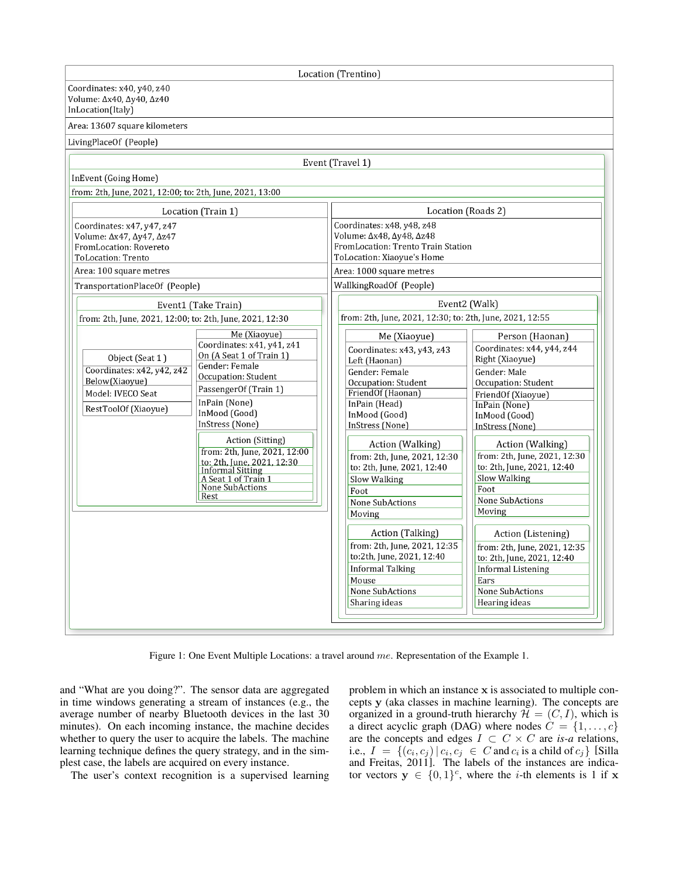**Location (Trentino)**

Coordinates: x40, y40, z40
Volume: Δx40, Δy40, Δz40
InLocation(Italy)

Area: 13607 square kilometers

LivingPlaceOf (People)

**Event (Travel 1)**

InEvent (Going Home)

from: 2th, June, 2021, 12:00; to: 2th, June, 2021, 13:00

**Location (Train 1)**

Coordinates: x47, y47, z47
Volume: Δx47, Δy47, Δz47
FromLocation: Rovereto
ToLocation: Trento

Area: 100 square metres

TransportationPlaceOf (People)

**Event1 (Take Train)**

from: 2th, June, 2021, 12:00; to: 2th, June, 2021, 12:30

**Object (Seat 1 )**

Coordinates: x42, y42, z42
Below(Xiaoyue)

Model: IVECO Seat

RestToolOf (Xiaoyue)

**Me (Xiaoyue)**

Coordinates: x41, y41, z41
On (A Seat 1 of Train 1)

Gender: Female
Occupation: Student

PassengerOf (Train 1)

InPain (None)
InMood (Good)
InStress (None)

**Action (Sitting)**

from: 2th, June, 2021, 12:00
to: 2th, June, 2021, 12:30

Informal Sitting

A Seat 1 of Train 1

None SubActions

Rest

**Location (Roads 2)**

Coordinates: x48, y48, z48
Volume: Δx48, Δy48, Δz48
FromLocation: Trento Train Station
ToLocation: Xiaoyue's Home

Area: 1000 square metres

WallkingRoadOf (People)

**Event2 (Walk)**

from: 2th, June, 2021, 12:30; to: 2th, June, 2021, 12:55

**Me (Xiaoyue)**

Coordinates: x43, y43, z43
Left (Haonan)

Gender: Female
Occupation: Student

FriendOf (Haonan)

InPain (Head)
InMood (Good)
InStress (None)

**Action (Walking)**

from: 2th, June, 2021, 12:30
to: 2th, June, 2021, 12:40

Slow Walking

Foot

None SubActions

Moving

**Action (Talking)**

from: 2th, June, 2021, 12:35
to:2th, June, 2021, 12:40

Informal Talking

Mouse

None SubActions

Sharing ideas

**Person (Haonan)**

Coordinates: x44, y44, z44
Right (Xiaoyue)

Gender: Male
Occupation: Student

FriendOf (Xiaoyue)

InPain (None)
InMood (Good)
InStress (None)

**Action (Walking)**

from: 2th, June, 2021, 12:30
to: 2th, June, 2021, 12:40

Slow Walking

Foot

None SubActions

Moving

**Action (Listening)**

from: 2th, June, 2021, 12:35
to: 2th, June, 2021, 12:40

Informal Listening

Ears

None SubActions

Hearing ideas

Figure 1: One Event Multiple Locations: a travel around *me*. Representation of the Example 1.

and "What are you doing?". The sensor data are aggregated in time windows generating a stream of instances (e.g., the average number of nearby Bluetooth devices in the last 30 minutes). On each incoming instance, the machine decides whether to query the user to acquire the labels. The machine learning technique defines the query strategy, and in the simplest case, the labels are acquired on every instance.

The user's context recognition is a supervised learning problem in which an instance $\mathbf{x}$ is associated to multiple concepts $\mathbf{y}$ (aka classes in machine learning). The concepts are organized in a ground-truth hierarchy $\mathcal{H} = (C, I)$, which is a direct acyclic graph (DAG) where nodes $C = \{1, \ldots, c\}$ are the concepts and edges $I \subset C \times C$ are *is-a* relations, i.e., $I = \{(c_i, c_j) \mid c_i, c_j \in C$ and $c_i$ is a child of $c_j\}$ [Silla and Freitas, 2011]. The labels of the instances are indicator vectors $\mathbf{y} \in \{0, 1\}^c$, where the $i$-th elements is 1 if $\mathbf{x}$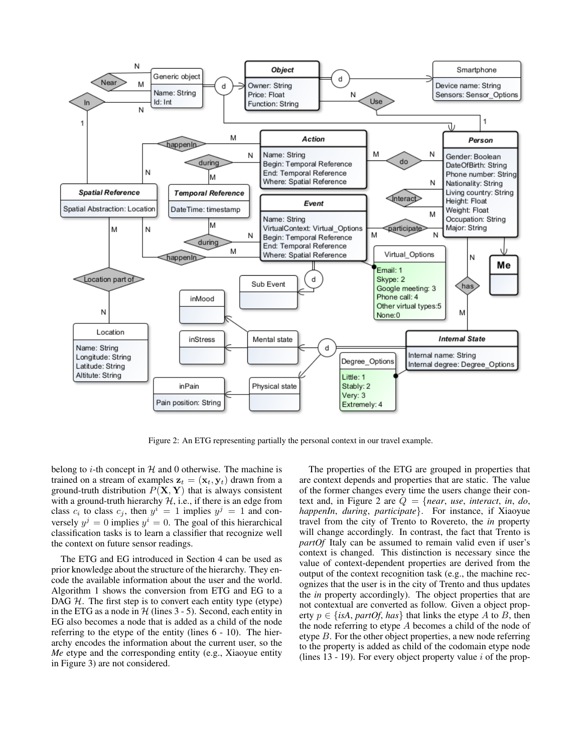Figure 2: An ETG representing partially the personal context in our travel example.

belong to $i$-th concept in $\mathcal{H}$ and 0 otherwise. The machine is trained on a stream of examples $\mathbf{z}_t = (\mathbf{x}_t, \mathbf{y}_t)$ drawn from a ground-truth distribution $P(\mathbf{X}, \mathbf{Y})$ that is always consistent with a ground-truth hierarchy $\mathcal{H}$, i.e., if there is an edge from class $c_i$ to class $c_j$, then $y^i = 1$ implies $y^j = 1$ and conversely $y^j = 0$ implies $y^i = 0$. The goal of this hierarchical classification tasks is to learn a classifier that recognize well the context on future sensor readings.

The ETG and EG introduced in Section 4 can be used as prior knowledge about the structure of the hierarchy. They encode the available information about the user and the world. Algorithm 1 shows the conversion from ETG and EG to a DAG $\mathcal{H}$. The first step is to convert each entity type (etype) in the ETG as a node in $\mathcal{H}$ (lines 3 - 5). Second, each entity in EG also becomes a node that is added as a child of the node referring to the etype of the entity (lines 6 - 10). The hierarchy encodes the information about the current user, so the *Me* etype and the corresponding entity (e.g., Xiaoyue entity in Figure 3) are not considered.

The properties of the ETG are grouped in properties that are context depends and properties that are static. The value of the former changes every time the users change their context and, in Figure 2 are $Q$ = {*near*, *use*, *interact*, *in*, *do*, *happenIn*, *during*, *participate*}. For instance, if Xiaoyue travel from the city of Trento to Rovereto, the *in* property will change accordingly. In contrast, the fact that Trento is *partOf* Italy can be assumed to remain valid even if user's context is changed. This distinction is necessary since the value of context-dependent properties are derived from the output of the context recognition task (e.g., the machine recognizes that the user is in the city of Trento and thus updates the *in* property accordingly). The object properties that are not contextual are converted as follow. Given a object property $p \in$ {*isA*, *partOf*, *has*} that links the etype $A$ to $B$, then the node referring to etype $A$ becomes a child of the node of etype $B$. For the other object properties, a new node referring to the property is added as child of the codomain etype node (lines 13 - 19). For every object property value $i$ of the prop-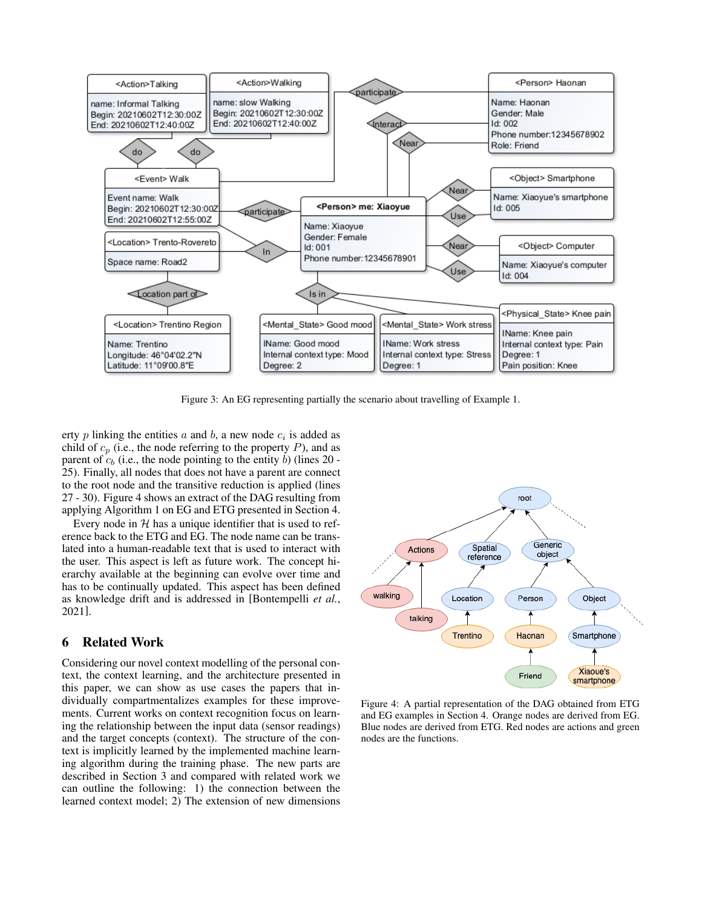Figure 3: An EG representing partially the scenario about travelling of Example 1.

erty $p$ linking the entities $a$ and $b$, a new node $c_i$ is added as child of $c_p$ (i.e., the node referring to the property $P$), and as parent of $c_b$ (i.e., the node pointing to the entity $b$) (lines 20 - 25). Finally, all nodes that does not have a parent are connect to the root node and the transitive reduction is applied (lines 27 - 30). Figure 4 shows an extract of the DAG resulting from applying Algorithm 1 on EG and ETG presented in Section 4.

Every node in $\mathcal{H}$ has a unique identifier that is used to reference back to the ETG and EG. The node name can be translated into a human-readable text that is used to interact with the user. This aspect is left as future work. The concept hierarchy available at the beginning can evolve over time and has to be continually updated. This aspect has been defined as knowledge drift and is addressed in [Bontempelli *et al.*, 2021].

## 6 Related Work

Considering our novel context modelling of the personal context, the context learning, and the architecture presented in this paper, we can show as use cases the papers that individually compartmentalizes examples for these improvements. Current works on context recognition focus on learning the relationship between the input data (sensor readings) and the target concepts (context). The structure of the context is implicitly learned by the implemented machine learning algorithm during the training phase. The new parts are described in Section 3 and compared with related work we can outline the following: 1) the connection between the learned context model; 2) The extension of new dimensions

Figure 4: A partial representation of the DAG obtained from ETG and EG examples in Section 4. Orange nodes are derived from EG. Blue nodes are derived from ETG. Red nodes are actions and green nodes are the functions.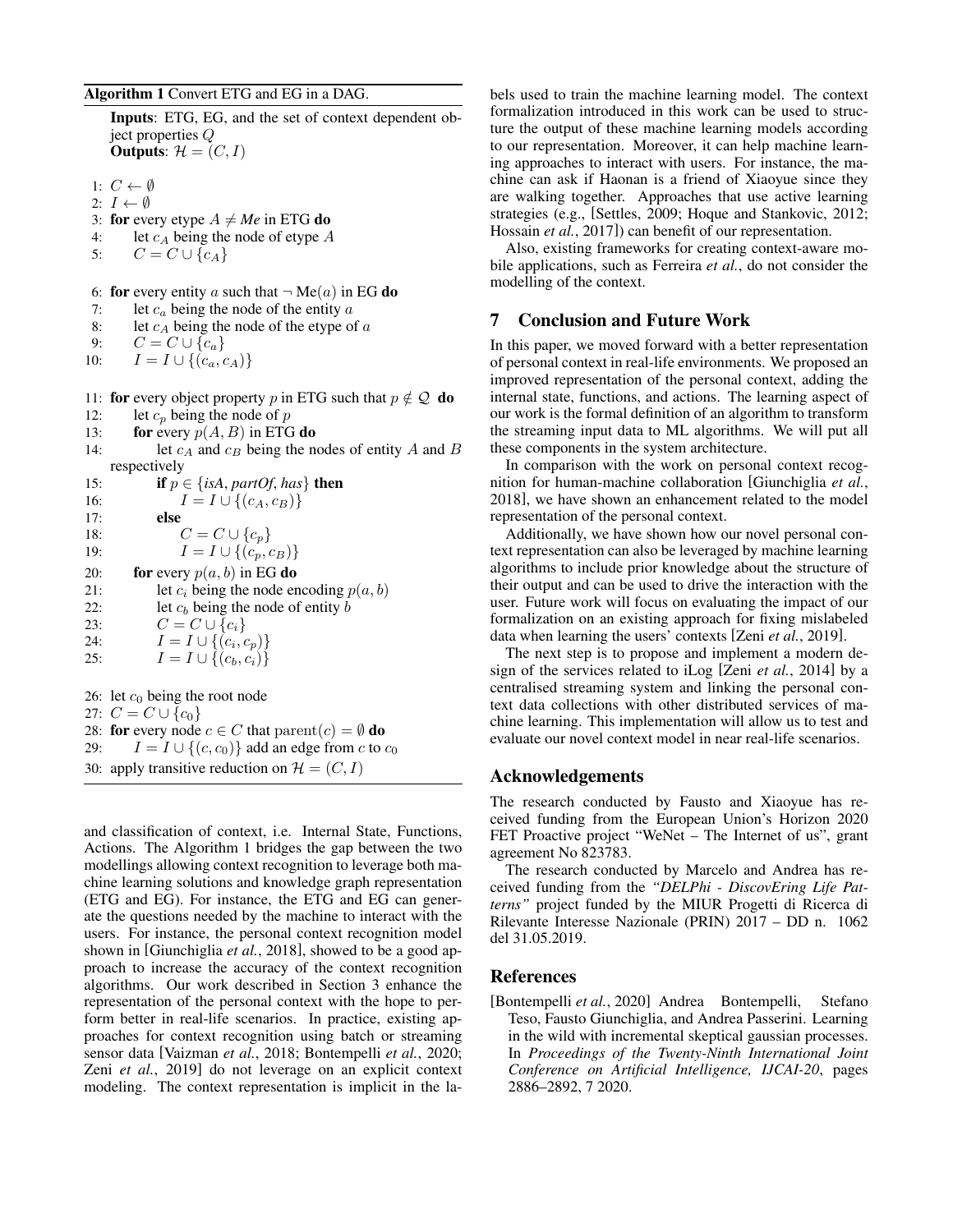**Algorithm 1** Convert ETG and EG in a DAG.

**Inputs**: ETG, EG, and the set of context dependent object properties $Q$
**Outputs**: $\mathcal{H} = (C, I)$

```
1:  C ← ∅
2:  I ← ∅
3:  for every etype A ≠ Me in ETG do
4:      let c_A being the node of etype A
5:      C = C ∪ {c_A}

6:  for every entity a such that ¬ Me(a) in EG do
7:      let c_a being the node of the entity a
8:      let c_A being the node of the etype of a
9:      C = C ∪ {c_a}
10:     I = I ∪ {(c_a, c_A)}

11: for every object property p in ETG such that p ∉ Q do
12:     let c_p being the node of p
13:     for every p(A, B) in ETG do
14:         let c_A and c_B being the nodes of entity A and B respectively
15:         if p ∈ {isA, partOf, has} then
16:             I = I ∪ {(c_A, c_B)}
17:         else
18:             C = C ∪ {c_p}
19:             I = I ∪ {(c_p, c_B)}
20:     for every p(a, b) in EG do
21:         let c_i being the node encoding p(a, b)
22:         let c_b being the node of entity b
23:         C = C ∪ {c_i}
24:         I = I ∪ {(c_i, c_p)}
25:         I = I ∪ {(c_b, c_i)}

26: let c_0 being the root node
27: C = C ∪ {c_0}
28: for every node c ∈ C that parent(c) = ∅ do
29:     I = I ∪ {(c, c_0)} add an edge from c to c_0
30: apply transitive reduction on H = (C, I)
```

and classification of context, i.e. Internal State, Functions, Actions. The Algorithm 1 bridges the gap between the two modellings allowing context recognition to leverage both machine learning solutions and knowledge graph representation (ETG and EG). For instance, the ETG and EG can generate the questions needed by the machine to interact with the users. For instance, the personal context recognition model shown in [Giunchiglia *et al.*, 2018], showed to be a good approach to increase the accuracy of the context recognition algorithms. Our work described in Section 3 enhance the representation of the personal context with the hope to perform better in real-life scenarios. In practice, existing approaches for context recognition using batch or streaming sensor data [Vaizman *et al.*, 2018; Bontempelli *et al.*, 2020; Zeni *et al.*, 2019] do not leverage on an explicit context modeling. The context representation is implicit in the labels used to train the machine learning model. The context formalization introduced in this work can be used to structure the output of these machine learning models according to our representation. Moreover, it can help machine learning approaches to interact with users. For instance, the machine can ask if Haonan is a friend of Xiaoyue since they are walking together. Approaches that use active learning strategies (e.g., [Settles, 2009; Hoque and Stankovic, 2012; Hossain *et al.*, 2017]) can benefit of our representation.

Also, existing frameworks for creating context-aware mobile applications, such as Ferreira *et al.*, do not consider the modelling of the context.

## 7 Conclusion and Future Work

In this paper, we moved forward with a better representation of personal context in real-life environments. We proposed an improved representation of the personal context, adding the internal state, functions, and actions. The learning aspect of our work is the formal definition of an algorithm to transform the streaming input data to ML algorithms. We will put all these components in the system architecture.

In comparison with the work on personal context recognition for human-machine collaboration [Giunchiglia *et al.*, 2018], we have shown an enhancement related to the model representation of the personal context.

Additionally, we have shown how our novel personal context representation can also be leveraged by machine learning algorithms to include prior knowledge about the structure of their output and can be used to drive the interaction with the user. Future work will focus on evaluating the impact of our formalization on an existing approach for fixing mislabeled data when learning the users' contexts [Zeni *et al.*, 2019].

The next step is to propose and implement a modern design of the services related to iLog [Zeni *et al.*, 2014] by a centralised streaming system and linking the personal context data collections with other distributed services of machine learning. This implementation will allow us to test and evaluate our novel context model in near real-life scenarios.

## Acknowledgements

The research conducted by Fausto and Xiaoyue has received funding from the European Union's Horizon 2020 FET Proactive project "WeNet – The Internet of us", grant agreement No 823783.

The research conducted by Marcelo and Andrea has received funding from the *"DELPhi - DiscovEring Life Patterns"* project funded by the MIUR Progetti di Ricerca di Rilevante Interesse Nazionale (PRIN) 2017 – DD n. 1062 del 31.05.2019.

## References

[Bontempelli *et al.*, 2020] Andrea Bontempelli, Stefano Teso, Fausto Giunchiglia, and Andrea Passerini. Learning in the wild with incremental skeptical gaussian processes. In *Proceedings of the Twenty-Ninth International Joint Conference on Artificial Intelligence, IJCAI-20*, pages 2886–2892, 7 2020.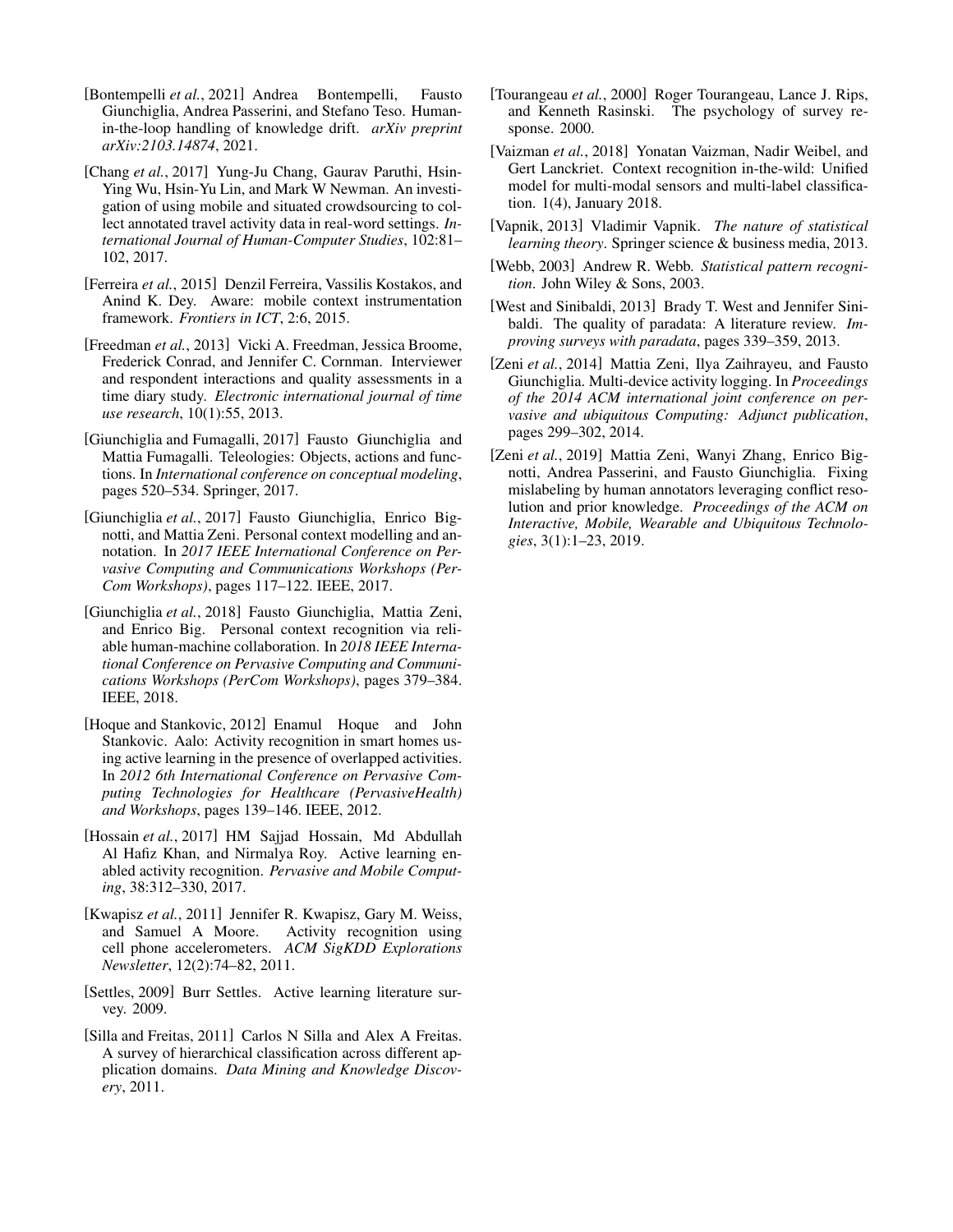[Bontempelli *et al.*, 2021] Andrea Bontempelli, Fausto Giunchiglia, Andrea Passerini, and Stefano Teso. Human-in-the-loop handling of knowledge drift. *arXiv preprint arXiv:2103.14874*, 2021.

[Chang *et al.*, 2017] Yung-Ju Chang, Gaurav Paruthi, Hsin-Ying Wu, Hsin-Yu Lin, and Mark W Newman. An investigation of using mobile and situated crowdsourcing to collect annotated travel activity data in real-word settings. *International Journal of Human-Computer Studies*, 102:81–102, 2017.

[Ferreira *et al.*, 2015] Denzil Ferreira, Vassilis Kostakos, and Anind K. Dey. Aware: mobile context instrumentation framework. *Frontiers in ICT*, 2:6, 2015.

[Freedman *et al.*, 2013] Vicki A. Freedman, Jessica Broome, Frederick Conrad, and Jennifer C. Cornman. Interviewer and respondent interactions and quality assessments in a time diary study. *Electronic international journal of time use research*, 10(1):55, 2013.

[Giunchiglia and Fumagalli, 2017] Fausto Giunchiglia and Mattia Fumagalli. Teleologies: Objects, actions and functions. In *International conference on conceptual modeling*, pages 520–534. Springer, 2017.

[Giunchiglia *et al.*, 2017] Fausto Giunchiglia, Enrico Bignotti, and Mattia Zeni. Personal context modelling and annotation. In *2017 IEEE International Conference on Pervasive Computing and Communications Workshops (PerCom Workshops)*, pages 117–122. IEEE, 2017.

[Giunchiglia *et al.*, 2018] Fausto Giunchiglia, Mattia Zeni, and Enrico Big. Personal context recognition via reliable human-machine collaboration. In *2018 IEEE International Conference on Pervasive Computing and Communications Workshops (PerCom Workshops)*, pages 379–384. IEEE, 2018.

[Hoque and Stankovic, 2012] Enamul Hoque and John Stankovic. Aalo: Activity recognition in smart homes using active learning in the presence of overlapped activities. In *2012 6th International Conference on Pervasive Computing Technologies for Healthcare (PervasiveHealth) and Workshops*, pages 139–146. IEEE, 2012.

[Hossain *et al.*, 2017] HM Sajjad Hossain, Md Abdullah Al Hafiz Khan, and Nirmalya Roy. Active learning enabled activity recognition. *Pervasive and Mobile Computing*, 38:312–330, 2017.

[Kwapisz *et al.*, 2011] Jennifer R. Kwapisz, Gary M. Weiss, and Samuel A Moore. Activity recognition using cell phone accelerometers. *ACM SigKDD Explorations Newsletter*, 12(2):74–82, 2011.

[Settles, 2009] Burr Settles. Active learning literature survey. 2009.

[Silla and Freitas, 2011] Carlos N Silla and Alex A Freitas. A survey of hierarchical classification across different application domains. *Data Mining and Knowledge Discovery*, 2011.

[Tourangeau *et al.*, 2000] Roger Tourangeau, Lance J. Rips, and Kenneth Rasinski. The psychology of survey response. 2000.

[Vaizman *et al.*, 2018] Yonatan Vaizman, Nadir Weibel, and Gert Lanckriet. Context recognition in-the-wild: Unified model for multi-modal sensors and multi-label classification. 1(4), January 2018.

[Vapnik, 2013] Vladimir Vapnik. *The nature of statistical learning theory*. Springer science & business media, 2013.

[Webb, 2003] Andrew R. Webb. *Statistical pattern recognition*. John Wiley & Sons, 2003.

[West and Sinibaldi, 2013] Brady T. West and Jennifer Sinibaldi. The quality of paradata: A literature review. *Improving surveys with paradata*, pages 339–359, 2013.

[Zeni *et al.*, 2014] Mattia Zeni, Ilya Zaihrayeu, and Fausto Giunchiglia. Multi-device activity logging. In *Proceedings of the 2014 ACM international joint conference on pervasive and ubiquitous Computing: Adjunct publication*, pages 299–302, 2014.

[Zeni *et al.*, 2019] Mattia Zeni, Wanyi Zhang, Enrico Bignotti, Andrea Passerini, and Fausto Giunchiglia. Fixing mislabeling by human annotators leveraging conflict resolution and prior knowledge. *Proceedings of the ACM on Interactive, Mobile, Wearable and Ubiquitous Technologies*, 3(1):1–23, 2019.